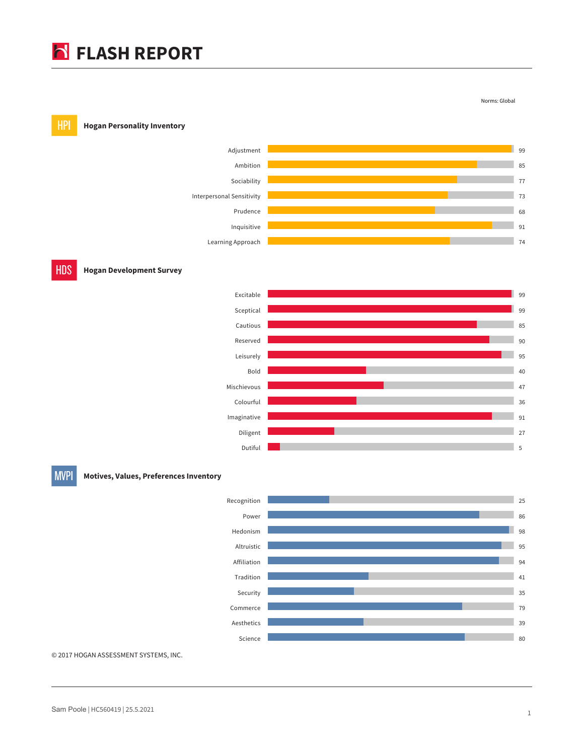# FLASH REPORT

Norms: Global

## HPI Hogan Personality Inventory

| Scale | Score |
|---|---|
| Adjustment | 99 |
| Ambition | 85 |
| Sociability | 77 |
| Interpersonal Sensitivity | 73 |
| Prudence | 68 |
| Inquisitive | 91 |
| Learning Approach | 74 |

## HDS Hogan Development Survey

| Scale | Score |
|---|---|
| Excitable | 99 |
| Sceptical | 99 |
| Cautious | 85 |
| Reserved | 90 |
| Leisurely | 95 |
| Bold | 40 |
| Mischievous | 47 |
| Colourful | 36 |
| Imaginative | 91 |
| Diligent | 27 |
| Dutiful | 5 |

## MVPI Motives, Values, Preferences Inventory

| Scale | Score |
|---|---|
| Recognition | 25 |
| Power | 86 |
| Hedonism | 98 |
| Altruistic | 95 |
| Affiliation | 94 |
| Tradition | 41 |
| Security | 35 |
| Commerce | 79 |
| Aesthetics | 39 |
| Science | 80 |

© 2017 HOGAN ASSESSMENT SYSTEMS, INC.

Sam Poole | HC560419 | 25.5.2021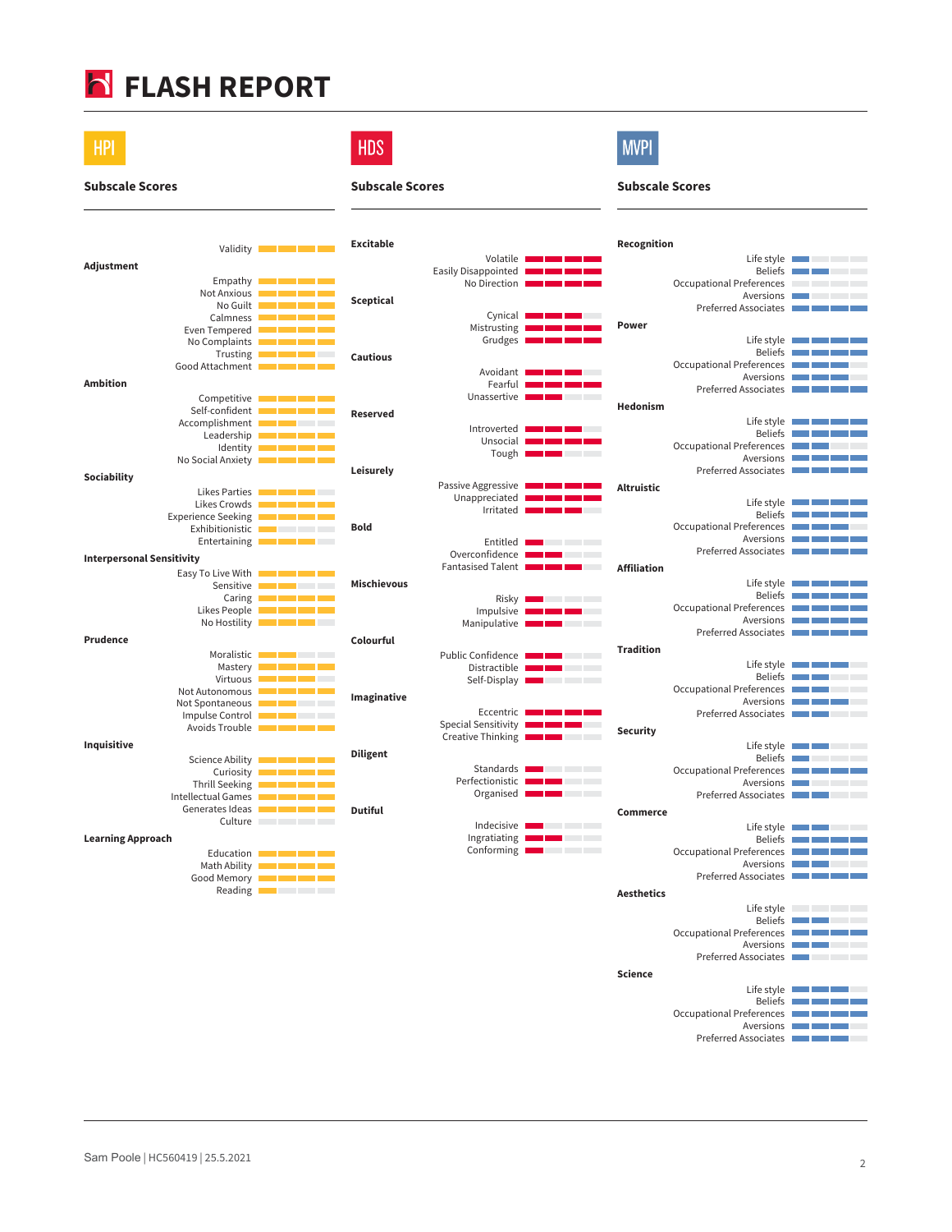# FLASH REPORT

## HPI

### Subscale Scores

Validity

**Adjustment**

Empathy
Not Anxious
No Guilt
Calmness
Even Tempered
No Complaints
Trusting
Good Attachment

**Ambition**

Competitive
Self-confident
Accomplishment
Leadership
Identity
No Social Anxiety

**Sociability**

Likes Parties
Likes Crowds
Experience Seeking
Exhibitionistic
Entertaining

**Interpersonal Sensitivity**

Easy To Live With
Sensitive
Caring
Likes People
No Hostility

**Prudence**

Moralistic
Mastery
Virtuous
Not Autonomous
Not Spontaneous
Impulse Control
Avoids Trouble

**Inquisitive**

Science Ability
Curiosity
Thrill Seeking
Intellectual Games
Generates Ideas
Culture

**Learning Approach**

Education
Math Ability
Good Memory
Reading

## HDS

### Subscale Scores

**Excitable**

Volatile
Easily Disappointed
No Direction

**Sceptical**

Cynical
Mistrusting
Grudges

**Cautious**

Avoidant
Fearful
Unassertive

**Reserved**

Introverted
Unsocial
Tough

**Leisurely**

Passive Aggressive
Unappreciated
Irritated

**Bold**

Entitled
Overconfidence
Fantasised Talent

**Mischievous**

Risky
Impulsive
Manipulative

**Colourful**

Public Confidence
Distractible
Self-Display

**Imaginative**

Eccentric
Special Sensitivity
Creative Thinking

**Diligent**

Standards
Perfectionistic
Organised

**Dutiful**

Indecisive
Ingratiating
Conforming

## MVPI

### Subscale Scores

**Recognition**

Life style
Beliefs
Occupational Preferences
Aversions
Preferred Associates

**Power**

Life style
Beliefs
Occupational Preferences
Aversions
Preferred Associates

**Hedonism**

Life style
Beliefs
Occupational Preferences
Aversions
Preferred Associates

**Altruistic**

Life style
Beliefs
Occupational Preferences
Aversions
Preferred Associates

**Affiliation**

Life style
Beliefs
Occupational Preferences
Aversions
Preferred Associates

**Tradition**

Life style
Beliefs
Occupational Preferences
Aversions
Preferred Associates

**Security**

Life style
Beliefs
Occupational Preferences
Aversions
Preferred Associates

**Commerce**

Life style
Beliefs
Occupational Preferences
Aversions
Preferred Associates

**Aesthetics**

Life style
Beliefs
Occupational Preferences
Aversions
Preferred Associates

**Science**

Life style
Beliefs
Occupational Preferences
Aversions
Preferred Associates

Sam Poole | HC560419 | 25.5.2021